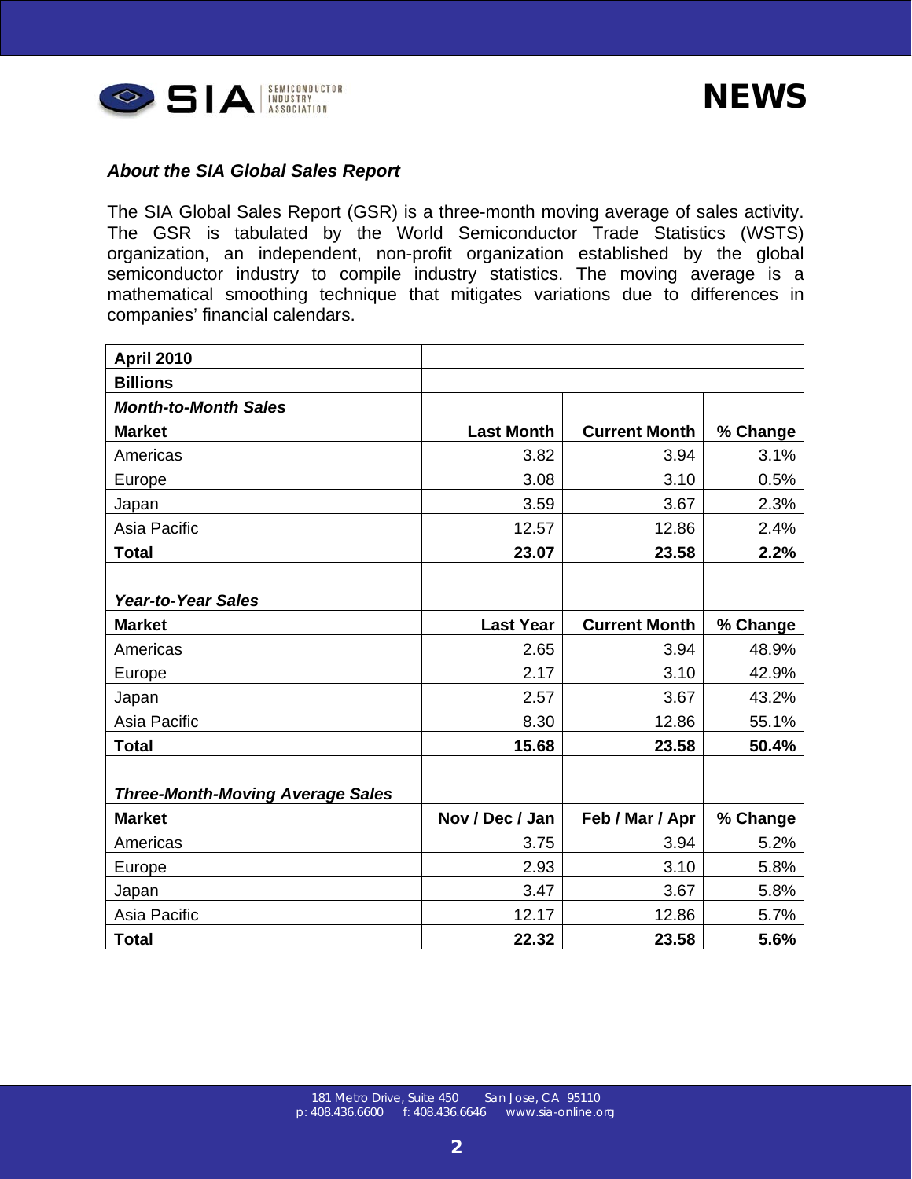### *About the SIA Global Sales Report*

The SIA Global Sales Report (GSR) is a three-month moving average of sales activity. The GSR is tabulated by the World Semiconductor Trade Statistics (WSTS) organization, an independent, non-profit organization established by the global semiconductor industry to compile industry statistics. The moving average is a mathematical smoothing technique that mitigates variations due to differences in companies' financial calendars.

| **April 2010** | | | |
|---|---|---|---|
| **Billions** | | | |
| ***Month-to-Month Sales*** | | | |
| **Market** | **Last Month** | **Current Month** | **% Change** |
| Americas | 3.82 | 3.94 | 3.1% |
| Europe | 3.08 | 3.10 | 0.5% |
| Japan | 3.59 | 3.67 | 2.3% |
| Asia Pacific | 12.57 | 12.86 | 2.4% |
| **Total** | **23.07** | **23.58** | **2.2%** |
| | | | |
| ***Year-to-Year Sales*** | | | |
| **Market** | **Last Year** | **Current Month** | **% Change** |
| Americas | 2.65 | 3.94 | 48.9% |
| Europe | 2.17 | 3.10 | 42.9% |
| Japan | 2.57 | 3.67 | 43.2% |
| Asia Pacific | 8.30 | 12.86 | 55.1% |
| **Total** | **15.68** | **23.58** | **50.4%** |
| | | | |
| ***Three-Month-Moving Average Sales*** | | | |
| **Market** | **Nov / Dec / Jan** | **Feb / Mar / Apr** | **% Change** |
| Americas | 3.75 | 3.94 | 5.2% |
| Europe | 2.93 | 3.10 | 5.8% |
| Japan | 3.47 | 3.67 | 5.8% |
| Asia Pacific | 12.17 | 12.86 | 5.7% |
| **Total** | **22.32** | **23.58** | **5.6%** |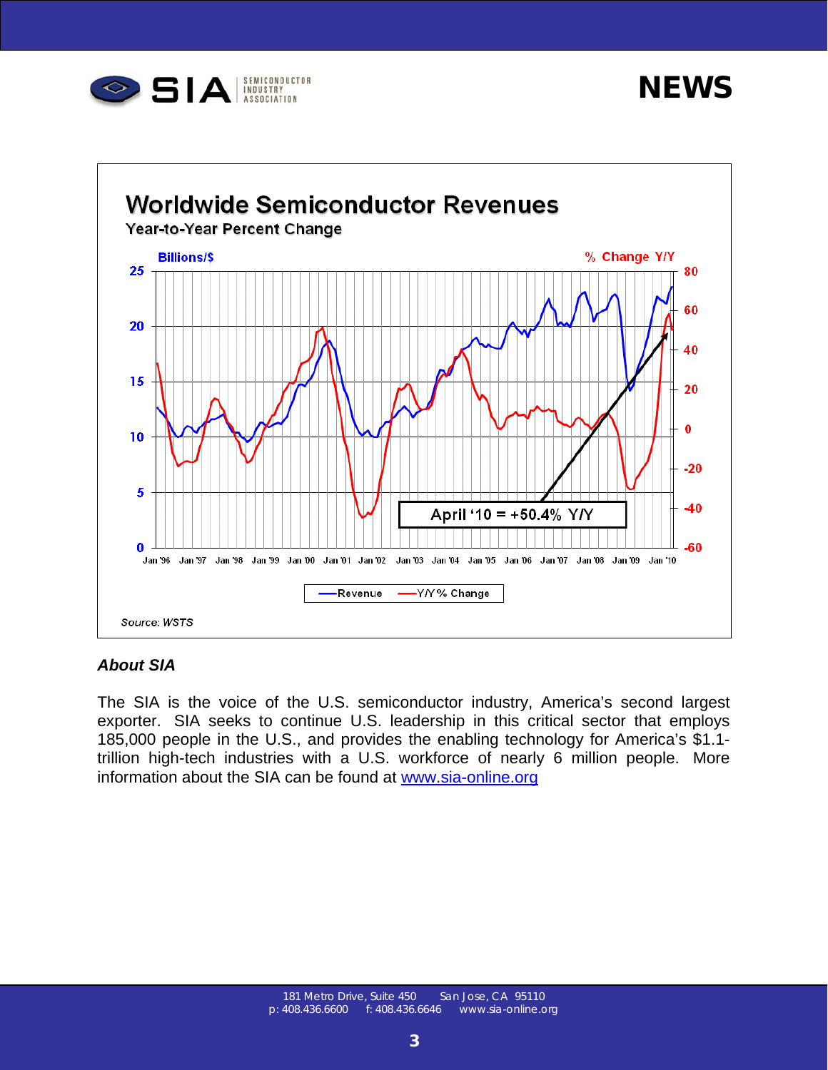SIA SEMICONDUCTOR INDUSTRY ASSOCIATION

NEWS

Worldwide Semiconductor Revenues

Year-to-Year Percent Change

Billions/$

% Change Y/Y

25
20
15
10
5
0

80
60
40
20
0
-20
-40
-60

Jan '96 Jan '97 Jan '98 Jan '99 Jan '00 Jan '01 Jan '02 Jan '03 Jan '04 Jan '05 Jan '06 Jan '07 Jan '08 Jan '09 Jan '10

April '10 = +50.4% Y/Y

Revenue Y/Y % Change

Source: WSTS

***About SIA***

The SIA is the voice of the U.S. semiconductor industry, America's second largest exporter. SIA seeks to continue U.S. leadership in this critical sector that employs 185,000 people in the U.S., and provides the enabling technology for America's $1.1-trillion high-tech industries with a U.S. workforce of nearly 6 million people. More information about the SIA can be found at [www.sia-online.org](http://www.sia-online.org)

181 Metro Drive, Suite 450 San Jose, CA 95110
p: 408.436.6600 f: 408.436.6646 www.sia-online.org